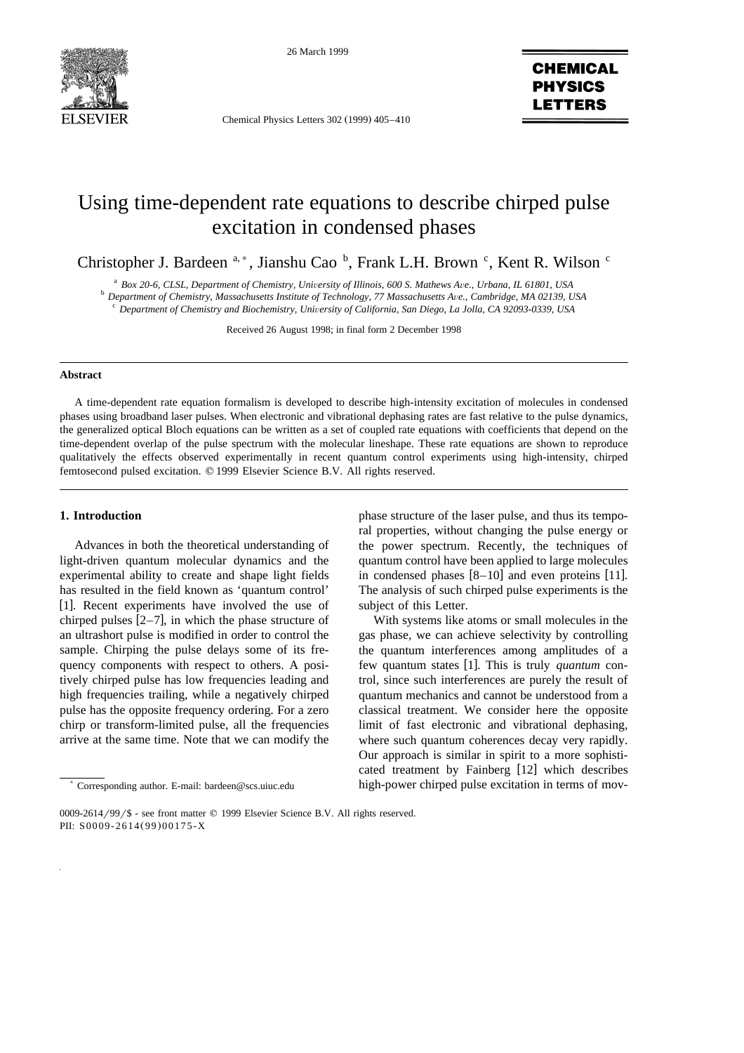# Using time-dependent rate equations to describe chirped pulse excitation in condensed phases

Christopher J. Bardeen [a,*], Jianshu Cao [b], Frank L.H. Brown [c], Kent R. Wilson [c]

[a] Box 20-6, CLSL, Department of Chemistry, University of Illinois, 600 S. Mathews Ave., Urbana, IL 61801, USA
[b] Department of Chemistry, Massachusetts Institute of Technology, 77 Massachusetts Ave., Cambridge, MA 02139, USA
[c] Department of Chemistry and Biochemistry, University of California, San Diego, La Jolla, CA 92093-0339, USA

Received 26 August 1998; in final form 2 December 1998

## Abstract

A time-dependent rate equation formalism is developed to describe high-intensity excitation of molecules in condensed phases using broadband laser pulses. When electronic and vibrational dephasing rates are fast relative to the pulse dynamics, the generalized optical Bloch equations can be written as a set of coupled rate equations with coefficients that depend on the time-dependent overlap of the pulse spectrum with the molecular lineshape. These rate equations are shown to reproduce qualitatively the effects observed experimentally in recent quantum control experiments using high-intensity, chirped femtosecond pulsed excitation. © 1999 Elsevier Science B.V. All rights reserved.

## 1. Introduction

Advances in both the theoretical understanding of light-driven quantum molecular dynamics and the experimental ability to create and shape light fields has resulted in the field known as 'quantum control' [1]. Recent experiments have involved the use of chirped pulses [2–7], in which the phase structure of an ultrashort pulse is modified in order to control the sample. Chirping the pulse delays some of its frequency components with respect to others. A positively chirped pulse has low frequencies leading and high frequencies trailing, while a negatively chirped pulse has the opposite frequency ordering. For a zero chirp or transform-limited pulse, all the frequencies arrive at the same time. Note that we can modify the phase structure of the laser pulse, and thus its temporal properties, without changing the pulse energy or the power spectrum. Recently, the techniques of quantum control have been applied to large molecules in condensed phases [8–10] and even proteins [11]. The analysis of such chirped pulse experiments is the subject of this Letter.

With systems like atoms or small molecules in the gas phase, we can achieve selectivity by controlling the quantum interferences among amplitudes of a few quantum states [1]. This is truly *quantum* control, since such interferences are purely the result of quantum mechanics and cannot be understood from a classical treatment. We consider here the opposite limit of fast electronic and vibrational dephasing, where such quantum coherences decay very rapidly. Our approach is similar in spirit to a more sophisticated treatment by Fainberg [12] which describes high-power chirped pulse excitation in terms of mov-

* Corresponding author. E-mail: bardeen@scs.uiuc.edu

0009-2614/99/$ - see front matter © 1999 Elsevier Science B.V. All rights reserved.
PII: S0009-2614(99)00175-X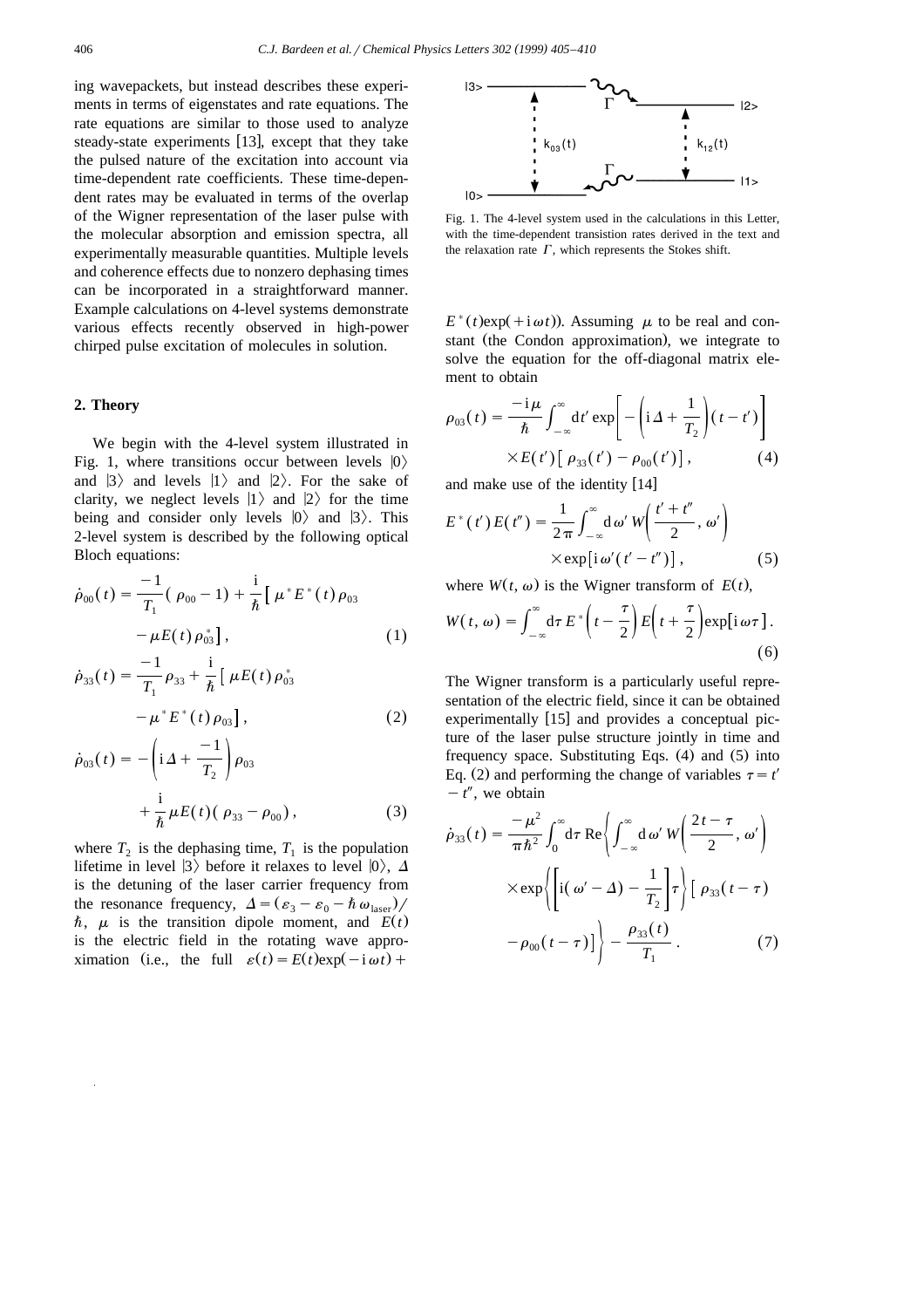ing wavepackets, but instead describes these experiments in terms of eigenstates and rate equations. The rate equations are similar to those used to analyze steady-state experiments [13], except that they take the pulsed nature of the excitation into account via time-dependent rate coefficients. These time-dependent rates may be evaluated in terms of the overlap of the Wigner representation of the laser pulse with the molecular absorption and emission spectra, all experimentally measurable quantities. Multiple levels and coherence effects due to nonzero dephasing times can be incorporated in a straightforward manner. Example calculations on 4-level systems demonstrate various effects recently observed in high-power chirped pulse excitation of molecules in solution.

## 2. Theory

We begin with the 4-level system illustrated in Fig. 1, where transitions occur between levels $|0\rangle$ and $|3\rangle$ and levels $|1\rangle$ and $|2\rangle$. For the sake of clarity, we neglect levels $|1\rangle$ and $|2\rangle$ for the time being and consider only levels $|0\rangle$ and $|3\rangle$. This 2-level system is described by the following optical Bloch equations:

$$\dot{\rho}_{00}(t) = \frac{-1}{T_1}(\rho_{00} - 1) + \frac{\mathrm{i}}{\hbar}\left[\mu^* E^*(t)\rho_{03} - \mu E(t)\rho_{03}^*\right], \quad (1)$$

$$\dot{\rho}_{33}(t) = \frac{-1}{T_1}\rho_{33} + \frac{\mathrm{i}}{\hbar}\left[\mu E(t)\rho_{03}^* - \mu^* E^*(t)\rho_{03}\right], \quad (2)$$

$$\dot{\rho}_{03}(t) = -\left(\mathrm{i}\Delta + \frac{-1}{T_2}\right)\rho_{03} + \frac{\mathrm{i}}{\hbar}\mu E(t)(\rho_{33} - \rho_{00}), \quad (3)$$

where $T_2$ is the dephasing time, $T_1$ is the population lifetime in level $|3\rangle$ before it relaxes to level $|0\rangle$, $\Delta$ is the detuning of the laser carrier frequency from the resonance frequency, $\Delta = (\varepsilon_3 - \varepsilon_0 - \hbar\omega_{\mathrm{laser}})/\hbar$, $\mu$ is the transition dipole moment, and $E(t)$ is the electric field in the rotating wave approximation (i.e., the full $\varepsilon(t) = E(t)\exp(-\mathrm{i}\omega t) + E^*(t)\exp(+\mathrm{i}\omega t)$). Assuming $\mu$ to be real and constant (the Condon approximation), we integrate to solve the equation for the off-diagonal matrix element to obtain

Fig. 1. The 4-level system used in the calculations in this Letter, with the time-dependent transition rates derived in the text and the relaxation rate $\Gamma$, which represents the Stokes shift.

$$\rho_{03}(t) = \frac{-\mathrm{i}\mu}{\hbar}\int_{-\infty}^{\infty}\mathrm{d}t' \exp\left[-\left(\mathrm{i}\Delta + \frac{1}{T_2}\right)(t - t')\right] \times E(t')\left[\rho_{33}(t') - \rho_{00}(t')\right], \quad (4)$$

and make use of the identity [14]

$$E^*(t')E(t'') = \frac{1}{2\pi}\int_{-\infty}^{\infty}\mathrm{d}\omega'\, W\left(\frac{t' + t''}{2}, \omega'\right) \times \exp\left[\mathrm{i}\omega'(t' - t'')\right], \quad (5)$$

where $W(t, \omega)$ is the Wigner transform of $E(t)$,

$$W(t, \omega) = \int_{-\infty}^{\infty}\mathrm{d}\tau\, E^*\left(t - \frac{\tau}{2}\right)E\left(t + \frac{\tau}{2}\right)\exp[\mathrm{i}\omega\tau]. \quad (6)$$

The Wigner transform is a particularly useful representation of the electric field, since it can be obtained experimentally [15] and provides a conceptual picture of the laser pulse structure jointly in time and frequency space. Substituting Eqs. (4) and (5) into Eq. (2) and performing the change of variables $\tau = t' - t''$, we obtain

$$\dot{\rho}_{33}(t) = \frac{-\mu^2}{\pi\hbar^2}\int_0^{\infty}\mathrm{d}\tau\, \mathrm{Re}\left\{\int_{-\infty}^{\infty}\mathrm{d}\omega'\, W\left(\frac{2t - \tau}{2}, \omega'\right) \times \exp\left\{\left[\mathrm{i}(\omega' - \Delta) - \frac{1}{T_2}\right]\tau\right\}\left[\rho_{33}(t - \tau) - \rho_{00}(t - \tau)\right]\right\} - \frac{\rho_{33}(t)}{T_1}. \quad (7)$$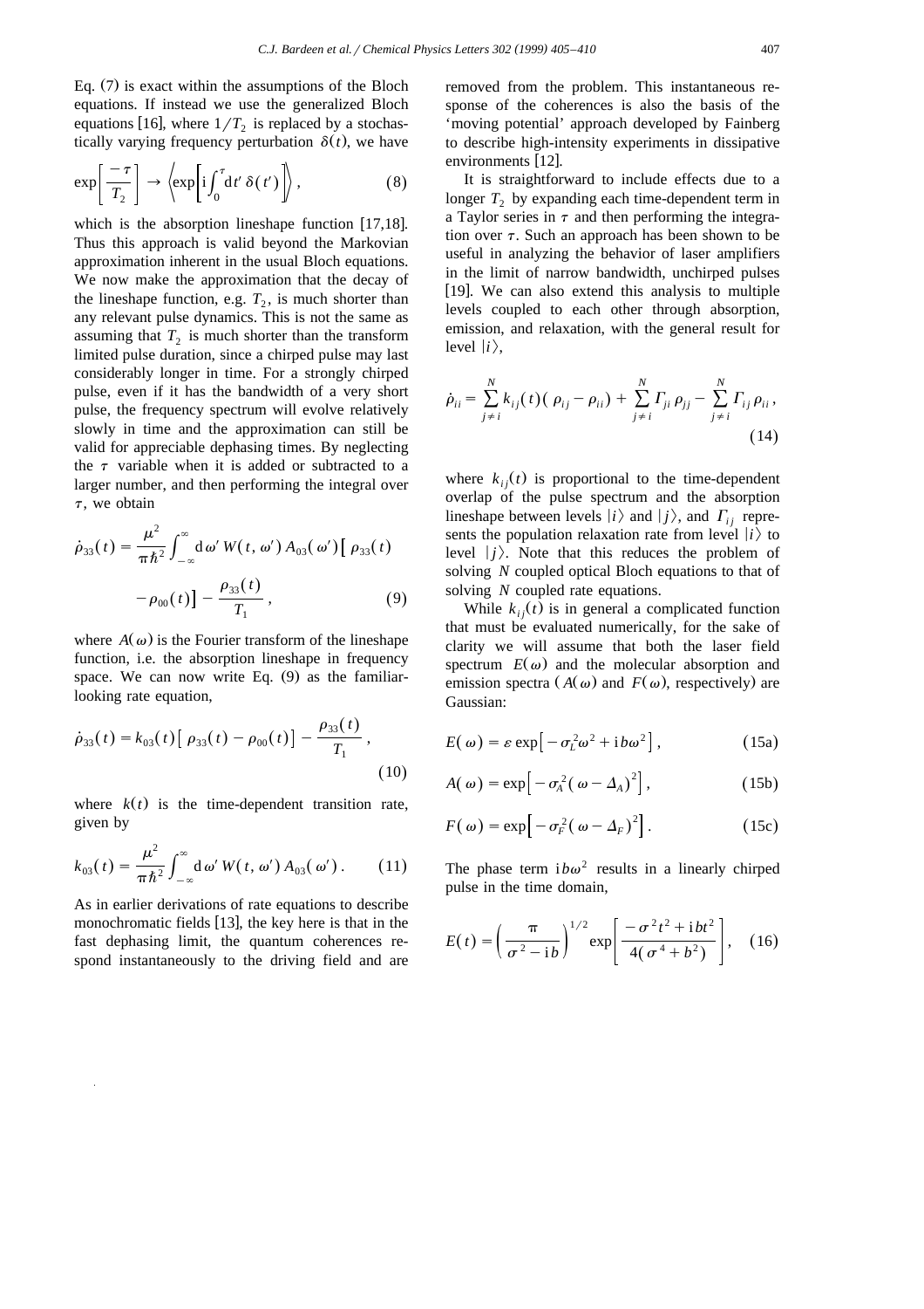Eq. (7) is exact within the assumptions of the Bloch equations. If instead we use the generalized Bloch equations [16], where $1/T_2$ is replaced by a stochastically varying frequency perturbation $\delta(t)$, we have

$$\exp\left[\frac{-\tau}{T_2}\right] \rightarrow \left\langle \exp\left[\mathrm{i}\int_0^{\tau} \mathrm{d}t'\, \delta(t')\right]\right\rangle, \tag{8}$$

which is the absorption lineshape function [17,18]. Thus this approach is valid beyond the Markovian approximation inherent in the usual Bloch equations. We now make the approximation that the decay of the lineshape function, e.g. $T_2$, is much shorter than any relevant pulse dynamics. This is not the same as assuming that $T_2$ is much shorter than the transform limited pulse duration, since a chirped pulse may last considerably longer in time. For a strongly chirped pulse, even if it has the bandwidth of a very short pulse, the frequency spectrum will evolve relatively slowly in time and the approximation can still be valid for appreciable dephasing times. By neglecting the $\tau$ variable when it is added or subtracted to a larger number, and then performing the integral over $\tau$, we obtain

$$\dot{\rho}_{33}(t) = \frac{\mu^2}{\pi\hbar^2}\int_{-\infty}^{\infty} \mathrm{d}\omega'\, W(t,\omega')\, A_{03}(\omega')\left[\rho_{33}(t) - \rho_{00}(t)\right] - \frac{\rho_{33}(t)}{T_1}, \tag{9}$$

where $A(\omega)$ is the Fourier transform of the lineshape function, i.e. the absorption lineshape in frequency space. We can now write Eq. (9) as the familiar-looking rate equation,

$$\dot{\rho}_{33}(t) = k_{03}(t)\left[\rho_{33}(t) - \rho_{00}(t)\right] - \frac{\rho_{33}(t)}{T_1}, \tag{10}$$

where $k(t)$ is the time-dependent transition rate, given by

$$k_{03}(t) = \frac{\mu^2}{\pi\hbar^2}\int_{-\infty}^{\infty} \mathrm{d}\omega'\, W(t,\omega')\, A_{03}(\omega'). \tag{11}$$

As in earlier derivations of rate equations to describe monochromatic fields [13], the key here is that in the fast dephasing limit, the quantum coherences respond instantaneously to the driving field and are removed from the problem. This instantaneous response of the coherences is also the basis of the 'moving potential' approach developed by Fainberg to describe high-intensity experiments in dissipative environments [12].

It is straightforward to include effects due to a longer $T_2$ by expanding each time-dependent term in a Taylor series in $\tau$ and then performing the integration over $\tau$. Such an approach has been shown to be useful in analyzing the behavior of laser amplifiers in the limit of narrow bandwidth, unchirped pulses [19]. We can also extend this analysis to multiple levels coupled to each other through absorption, emission, and relaxation, with the general result for level $|i\rangle$,

$$\dot{\rho}_{ii} = \sum_{j\neq i}^{N} k_{ij}(t)(\rho_{ij} - \rho_{ii}) + \sum_{j\neq i}^{N} \Gamma_{ji}\,\rho_{jj} - \sum_{j\neq i}^{N} \Gamma_{ij}\,\rho_{ii}, \tag{14}$$

where $k_{ij}(t)$ is proportional to the time-dependent overlap of the pulse spectrum and the absorption lineshape between levels $|i\rangle$ and $|j\rangle$, and $\Gamma_{ij}$ represents the population relaxation rate from level $|i\rangle$ to level $|j\rangle$. Note that this reduces the problem of solving $N$ coupled optical Bloch equations to that of solving $N$ coupled rate equations.

While $k_{ij}(t)$ is in general a complicated function that must be evaluated numerically, for the sake of clarity we will assume that both the laser field spectrum $E(\omega)$ and the molecular absorption and emission spectra ($A(\omega)$ and $F(\omega)$, respectively) are Gaussian:

$$E(\omega) = \varepsilon \exp\left[-\sigma_L^2\omega^2 + \mathrm{i}b\omega^2\right], \tag{15a}$$

$$A(\omega) = \exp\left[-\sigma_A^2(\omega - \Delta_A)^2\right], \tag{15b}$$

$$F(\omega) = \exp\left[-\sigma_F^2(\omega - \Delta_F)^2\right]. \tag{15c}$$

The phase term $\mathrm{i}b\omega^2$ results in a linearly chirped pulse in the time domain,

$$E(t) = \left(\frac{\pi}{\sigma^2 - \mathrm{i}b}\right)^{1/2} \exp\left[\frac{-\sigma^2 t^2 + \mathrm{i}bt^2}{4(\sigma^4 + b^2)}\right], \tag{16}$$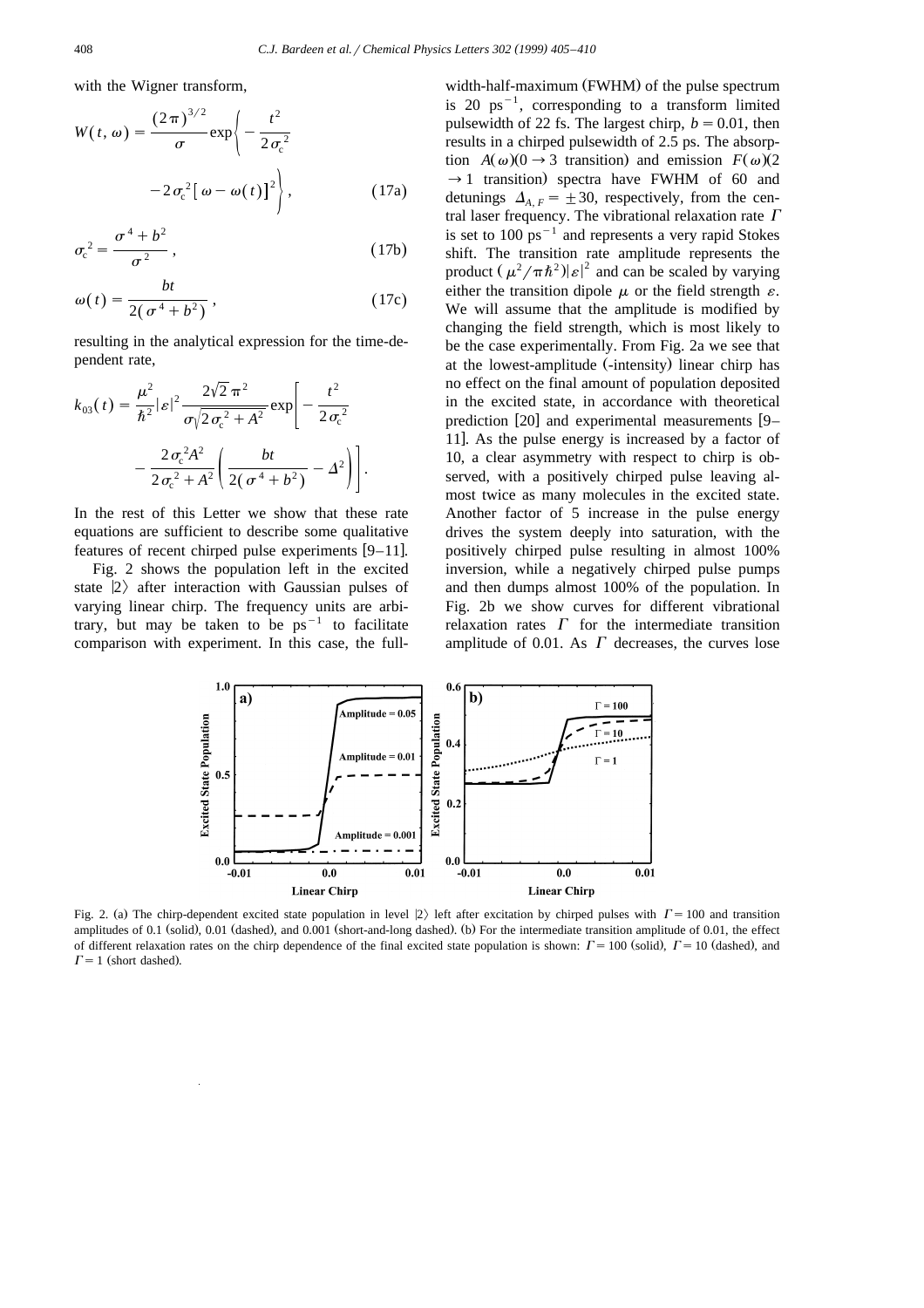with the Wigner transform,

$$W(t,\omega) = \frac{(2\pi)^{3/2}}{\sigma} \exp\left\{ -\frac{t^2}{2\sigma_c^2} - 2\sigma_c^2 [\omega - \omega(t)]^2 \right\}, \tag{17a}$$

$$\sigma_c^2 = \frac{\sigma^4 + b^2}{\sigma^2}, \tag{17b}$$

$$\omega(t) = \frac{bt}{2(\sigma^4 + b^2)}, \tag{17c}$$

resulting in the analytical expression for the time-dependent rate,

$$k_{03}(t) = \frac{\mu^2}{\hbar^2} |\varepsilon|^2 \frac{2\sqrt{2}\pi^2}{\sigma\sqrt{2\sigma_c^2 + A^2}} \exp\left[ -\frac{t^2}{2\sigma_c^2} - \frac{2\sigma_c^2 A^2}{2\sigma_c^2 + A^2} \left( \frac{bt}{2(\sigma^4 + b^2)} - \Delta^2 \right) \right].$$

In the rest of this Letter we show that these rate equations are sufficient to describe some qualitative features of recent chirped pulse experiments [9–11].

Fig. 2 shows the population left in the excited state $|2\rangle$ after interaction with Gaussian pulses of varying linear chirp. The frequency units are arbitrary, but may be taken to be $ps^{-1}$ to facilitate comparison with experiment. In this case, the full-width-half-maximum (FWHM) of the pulse spectrum is 20 $ps^{-1}$, corresponding to a transform limited pulsewidth of 22 fs. The largest chirp, $b = 0.01$, then results in a chirped pulsewidth of 2.5 ps. The absorption $A(\omega)(0 \to 3$ transition) and emission $F(\omega)(2 \to 1$ transition) spectra have FWHM of 60 and detunings $\Delta_{A,F} = \pm 30$, respectively, from the central laser frequency. The vibrational relaxation rate $\Gamma$ is set to 100 $ps^{-1}$ and represents a very rapid Stokes shift. The transition rate amplitude represents the product $(\mu^2/\pi\hbar^2)|\varepsilon|^2$ and can be scaled by varying either the transition dipole $\mu$ or the field strength $\varepsilon$. We will assume that the amplitude is modified by changing the field strength, which is most likely to be the case experimentally. From Fig. 2a we see that at the lowest-amplitude (-intensity) linear chirp has no effect on the final amount of population deposited in the excited state, in accordance with theoretical prediction [20] and experimental measurements [9–11]. As the pulse energy is increased by a factor of 10, a clear asymmetry with respect to chirp is observed, with a positively chirped pulse leaving almost twice as many molecules in the excited state. Another factor of 5 increase in the pulse energy drives the system deeply into saturation, with the positively chirped pulse resulting in almost 100% inversion, while a negatively chirped pulse pumps and then dumps almost 100% of the population. In Fig. 2b we show curves for different vibrational relaxation rates $\Gamma$ for the intermediate transition amplitude of 0.01. As $\Gamma$ decreases, the curves lose

Fig. 2. (a) The chirp-dependent excited state population in level $|2\rangle$ left after excitation by chirped pulses with $\Gamma = 100$ and transition amplitudes of 0.1 (solid), 0.01 (dashed), and 0.001 (short-and-long dashed). (b) For the intermediate transition amplitude of 0.01, the effect of different relaxation rates on the chirp dependence of the final excited state population is shown: $\Gamma = 100$ (solid), $\Gamma = 10$ (dashed), and $\Gamma = 1$ (short dashed).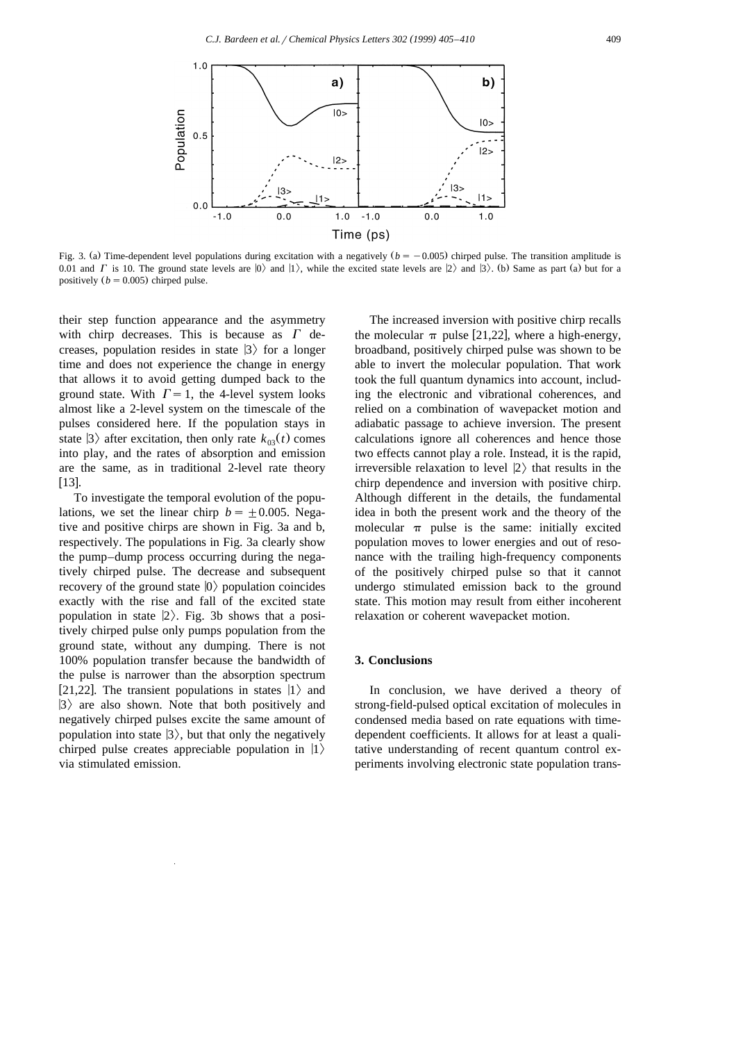Fig. 3. (a) Time-dependent level populations during excitation with a negatively ($b = -0.005$) chirped pulse. The transition amplitude is 0.01 and $\Gamma$ is 10. The ground state levels are $|0\rangle$ and $|1\rangle$, while the excited state levels are $|2\rangle$ and $|3\rangle$. (b) Same as part (a) but for a positively ($b = 0.005$) chirped pulse.

their step function appearance and the asymmetry with chirp decreases. This is because as $\Gamma$ decreases, population resides in state $|3\rangle$ for a longer time and does not experience the change in energy that allows it to avoid getting dumped back to the ground state. With $\Gamma = 1$, the 4-level system looks almost like a 2-level system on the timescale of the pulses considered here. If the population stays in state $|3\rangle$ after excitation, then only rate $k_{03}(t)$ comes into play, and the rates of absorption and emission are the same, as in traditional 2-level rate theory [13].

To investigate the temporal evolution of the populations, we set the linear chirp $b = \pm 0.005$. Negative and positive chirps are shown in Fig. 3a and b, respectively. The populations in Fig. 3a clearly show the pump–dump process occurring during the negatively chirped pulse. The decrease and subsequent recovery of the ground state $|0\rangle$ population coincides exactly with the rise and fall of the excited state population in state $|2\rangle$. Fig. 3b shows that a positively chirped pulse only pumps population from the ground state, without any dumping. There is not 100% population transfer because the bandwidth of the pulse is narrower than the absorption spectrum [21,22]. The transient populations in states $|1\rangle$ and $|3\rangle$ are also shown. Note that both positively and negatively chirped pulses excite the same amount of population into state $|3\rangle$, but that only the negatively chirped pulse creates appreciable population in $|1\rangle$ via stimulated emission.

The increased inversion with positive chirp recalls the molecular $\pi$ pulse [21,22], where a high-energy, broadband, positively chirped pulse was shown to be able to invert the molecular population. That work took the full quantum dynamics into account, including the electronic and vibrational coherences, and relied on a combination of wavepacket motion and adiabatic passage to achieve inversion. The present calculations ignore all coherences and hence those two effects cannot play a role. Instead, it is the rapid, irreversible relaxation to level $|2\rangle$ that results in the chirp dependence and inversion with positive chirp. Although different in the details, the fundamental idea in both the present work and the theory of the molecular $\pi$ pulse is the same: initially excited population moves to lower energies and out of resonance with the trailing high-frequency components of the positively chirped pulse so that it cannot undergo stimulated emission back to the ground state. This motion may result from either incoherent relaxation or coherent wavepacket motion.

## 3. Conclusions

In conclusion, we have derived a theory of strong-field-pulsed optical excitation of molecules in condensed media based on rate equations with time-dependent coefficients. It allows for at least a qualitative understanding of recent quantum control experiments involving electronic state population trans-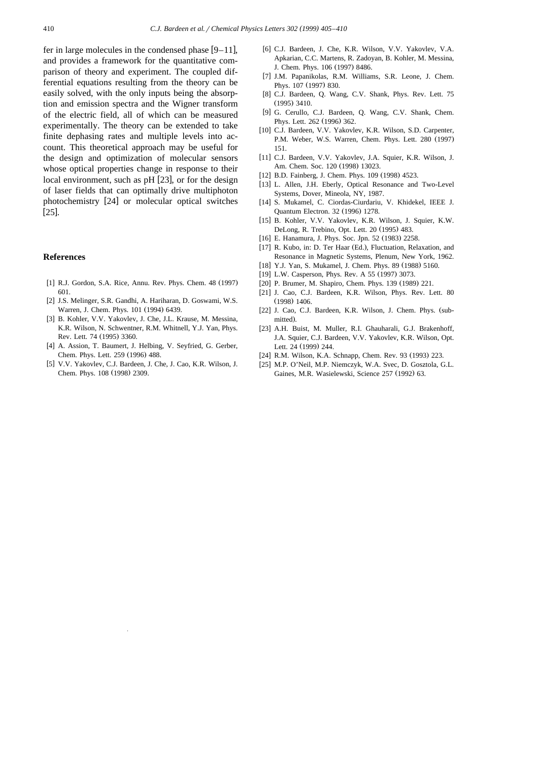fer in large molecules in the condensed phase [9–11], and provides a framework for the quantitative comparison of theory and experiment. The coupled differential equations resulting from the theory can be easily solved, with the only inputs being the absorption and emission spectra and the Wigner transform of the electric field, all of which can be measured experimentally. The theory can be extended to take finite dephasing rates and multiple levels into account. This theoretical approach may be useful for the design and optimization of molecular sensors whose optical properties change in response to their local environment, such as pH [23], or for the design of laser fields that can optimally drive multiphoton photochemistry [24] or molecular optical switches [25].

## References

[1] R.J. Gordon, S.A. Rice, Annu. Rev. Phys. Chem. 48 (1997) 601.

[2] J.S. Melinger, S.R. Gandhi, A. Hariharan, D. Goswami, W.S. Warren, J. Chem. Phys. 101 (1994) 6439.

[3] B. Kohler, V.V. Yakovlev, J. Che, J.L. Krause, M. Messina, K.R. Wilson, N. Schwentner, R.M. Whitnell, Y.J. Yan, Phys. Rev. Lett. 74 (1995) 3360.

[4] A. Assion, T. Baumert, J. Helbing, V. Seyfried, G. Gerber, Chem. Phys. Lett. 259 (1996) 488.

[5] V.V. Yakovlev, C.J. Bardeen, J. Che, J. Cao, K.R. Wilson, J. Chem. Phys. 108 (1998) 2309.

[6] C.J. Bardeen, J. Che, K.R. Wilson, V.V. Yakovlev, V.A. Apkarian, C.C. Martens, R. Zadoyan, B. Kohler, M. Messina, J. Chem. Phys. 106 (1997) 8486.

[7] J.M. Papanikolas, R.M. Williams, S.R. Leone, J. Chem. Phys. 107 (1997) 830.

[8] C.J. Bardeen, Q. Wang, C.V. Shank, Phys. Rev. Lett. 75 (1995) 3410.

[9] G. Cerullo, C.J. Bardeen, Q. Wang, C.V. Shank, Chem. Phys. Lett. 262 (1996) 362.

[10] C.J. Bardeen, V.V. Yakovlev, K.R. Wilson, S.D. Carpenter, P.M. Weber, W.S. Warren, Chem. Phys. Lett. 280 (1997) 151.

[11] C.J. Bardeen, V.V. Yakovlev, J.A. Squier, K.R. Wilson, J. Am. Chem. Soc. 120 (1998) 13023.

[12] B.D. Fainberg, J. Chem. Phys. 109 (1998) 4523.

[13] L. Allen, J.H. Eberly, Optical Resonance and Two-Level Systems, Dover, Mineola, NY, 1987.

[14] S. Mukamel, C. Ciordas-Ciurdariu, V. Khidekel, IEEE J. Quantum Electron. 32 (1996) 1278.

[15] B. Kohler, V.V. Yakovlev, K.R. Wilson, J. Squier, K.W. DeLong, R. Trebino, Opt. Lett. 20 (1995) 483.

[16] E. Hanamura, J. Phys. Soc. Jpn. 52 (1983) 2258.

[17] R. Kubo, in: D. Ter Haar (Ed.), Fluctuation, Relaxation, and Resonance in Magnetic Systems, Plenum, New York, 1962.

[18] Y.J. Yan, S. Mukamel, J. Chem. Phys. 89 (1988) 5160.

[19] L.W. Casperson, Phys. Rev. A 55 (1997) 3073.

[20] P. Brumer, M. Shapiro, Chem. Phys. 139 (1989) 221.

[21] J. Cao, C.J. Bardeen, K.R. Wilson, Phys. Rev. Lett. 80 (1998) 1406.

[22] J. Cao, C.J. Bardeen, K.R. Wilson, J. Chem. Phys. (submitted).

[23] A.H. Buist, M. Muller, R.I. Ghauharali, G.J. Brakenhoff, J.A. Squier, C.J. Bardeen, V.V. Yakovlev, K.R. Wilson, Opt. Lett. 24 (1999) 244.

[24] R.M. Wilson, K.A. Schnapp, Chem. Rev. 93 (1993) 223.

[25] M.P. O'Neil, M.P. Niemczyk, W.A. Svec, D. Gosztola, G.L. Gaines, M.R. Wasielewski, Science 257 (1992) 63.